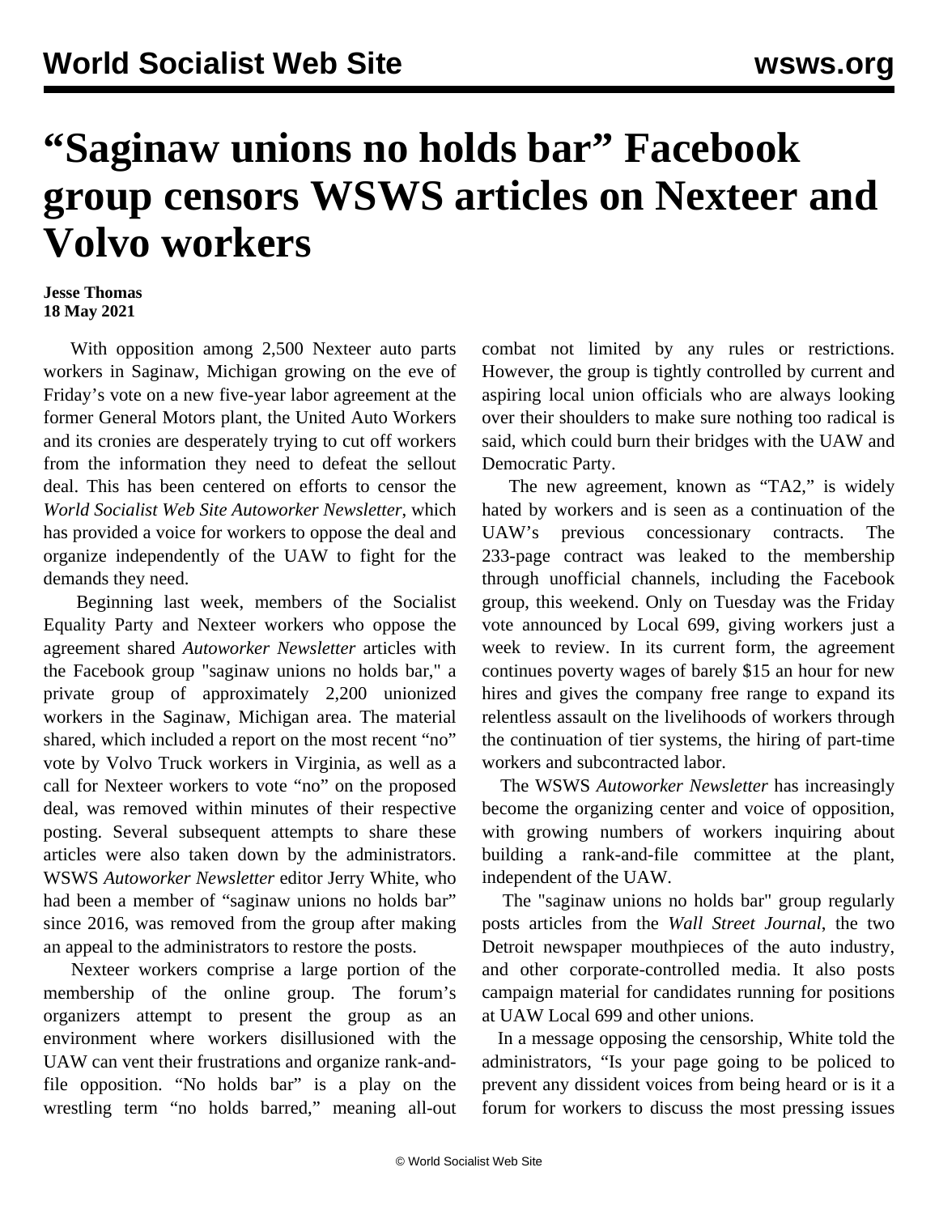# "Saginaw unions no holds bar" Facebook group censors WSWS articles on Nexteer and Volvo workers

**Jesse Thomas**
**18 May 2021**

With opposition among 2,500 Nexteer auto parts workers in Saginaw, Michigan growing on the eve of Friday's vote on a new five-year labor agreement at the former General Motors plant, the United Auto Workers and its cronies are desperately trying to cut off workers from the information they need to defeat the sellout deal. This has been centered on efforts to censor the *World Socialist Web Site Autoworker Newsletter*, which has provided a voice for workers to oppose the deal and organize independently of the UAW to fight for the demands they need.

Beginning last week, members of the Socialist Equality Party and Nexteer workers who oppose the agreement shared *Autoworker Newsletter* articles with the Facebook group "saginaw unions no holds bar," a private group of approximately 2,200 unionized workers in the Saginaw, Michigan area. The material shared, which included a report on the most recent "no" vote by Volvo Truck workers in Virginia, as well as a call for Nexteer workers to vote "no" on the proposed deal, was removed within minutes of their respective posting. Several subsequent attempts to share these articles were also taken down by the administrators. WSWS *Autoworker Newsletter* editor Jerry White, who had been a member of "saginaw unions no holds bar" since 2016, was removed from the group after making an appeal to the administrators to restore the posts.

Nexteer workers comprise a large portion of the membership of the online group. The forum's organizers attempt to present the group as an environment where workers disillusioned with the UAW can vent their frustrations and organize rank-and-file opposition. "No holds bar" is a play on the wrestling term "no holds barred," meaning all-out combat not limited by any rules or restrictions. However, the group is tightly controlled by current and aspiring local union officials who are always looking over their shoulders to make sure nothing too radical is said, which could burn their bridges with the UAW and Democratic Party.

The new agreement, known as "TA2," is widely hated by workers and is seen as a continuation of the UAW's previous concessionary contracts. The 233-page contract was leaked to the membership through unofficial channels, including the Facebook group, this weekend. Only on Tuesday was the Friday vote announced by Local 699, giving workers just a week to review. In its current form, the agreement continues poverty wages of barely $15 an hour for new hires and gives the company free range to expand its relentless assault on the livelihoods of workers through the continuation of tier systems, the hiring of part-time workers and subcontracted labor.

The WSWS *Autoworker Newsletter* has increasingly become the organizing center and voice of opposition, with growing numbers of workers inquiring about building a rank-and-file committee at the plant, independent of the UAW.

The "saginaw unions no holds bar" group regularly posts articles from the *Wall Street Journal*, the two Detroit newspaper mouthpieces of the auto industry, and other corporate-controlled media. It also posts campaign material for candidates running for positions at UAW Local 699 and other unions.

In a message opposing the censorship, White told the administrators, "Is your page going to be policed to prevent any dissident voices from being heard or is it a forum for workers to discuss the most pressing issues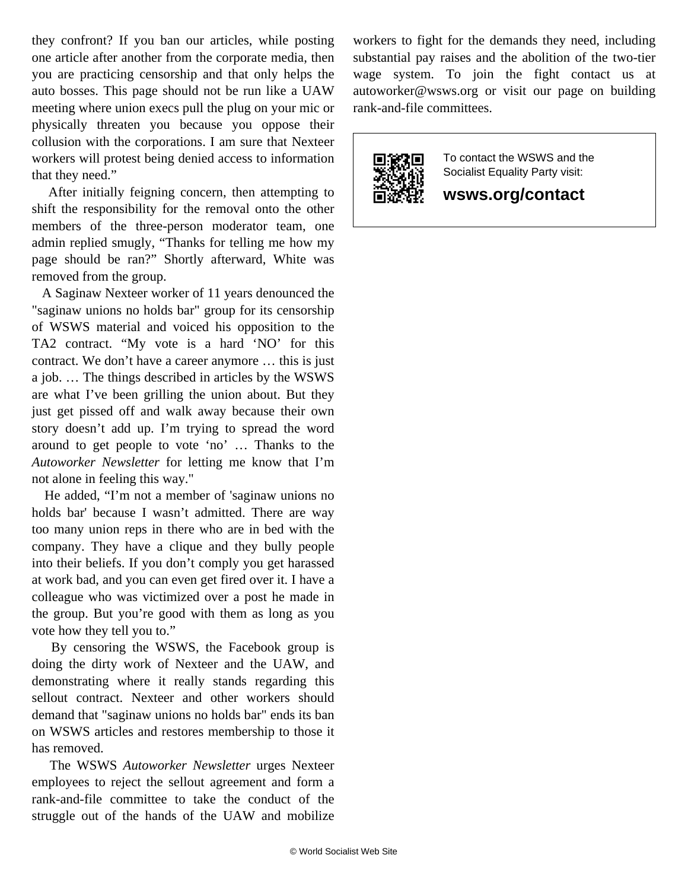they confront? If you ban our articles, while posting one article after another from the corporate media, then you are practicing censorship and that only helps the auto bosses. This page should not be run like a UAW meeting where union execs pull the plug on your mic or physically threaten you because you oppose their collusion with the corporations. I am sure that Nexteer workers will protest being denied access to information that they need."

After initially feigning concern, then attempting to shift the responsibility for the removal onto the other members of the three-person moderator team, one admin replied smugly, "Thanks for telling me how my page should be ran?" Shortly afterward, White was removed from the group.

A Saginaw Nexteer worker of 11 years denounced the "saginaw unions no holds bar" group for its censorship of WSWS material and voiced his opposition to the TA2 contract. "My vote is a hard 'NO' for this contract. We don't have a career anymore … this is just a job. … The things described in articles by the WSWS are what I've been grilling the union about. But they just get pissed off and walk away because their own story doesn't add up. I'm trying to spread the word around to get people to vote 'no' … Thanks to the *Autoworker Newsletter* for letting me know that I'm not alone in feeling this way."

He added, "I'm not a member of 'saginaw unions no holds bar' because I wasn't admitted. There are way too many union reps in there who are in bed with the company. They have a clique and they bully people into their beliefs. If you don't comply you get harassed at work bad, and you can even get fired over it. I have a colleague who was victimized over a post he made in the group. But you're good with them as long as you vote how they tell you to."

By censoring the WSWS, the Facebook group is doing the dirty work of Nexteer and the UAW, and demonstrating where it really stands regarding this sellout contract. Nexteer and other workers should demand that "saginaw unions no holds bar" ends its ban on WSWS articles and restores membership to those it has removed.

The WSWS *Autoworker Newsletter* urges Nexteer employees to reject the sellout agreement and form a rank-and-file committee to take the conduct of the struggle out of the hands of the UAW and mobilize workers to fight for the demands they need, including substantial pay raises and the abolition of the two-tier wage system. To join the fight contact us at autoworker@wsws.org or visit our page on building rank-and-file committees.

To contact the WSWS and the Socialist Equality Party visit:

**wsws.org/contact**